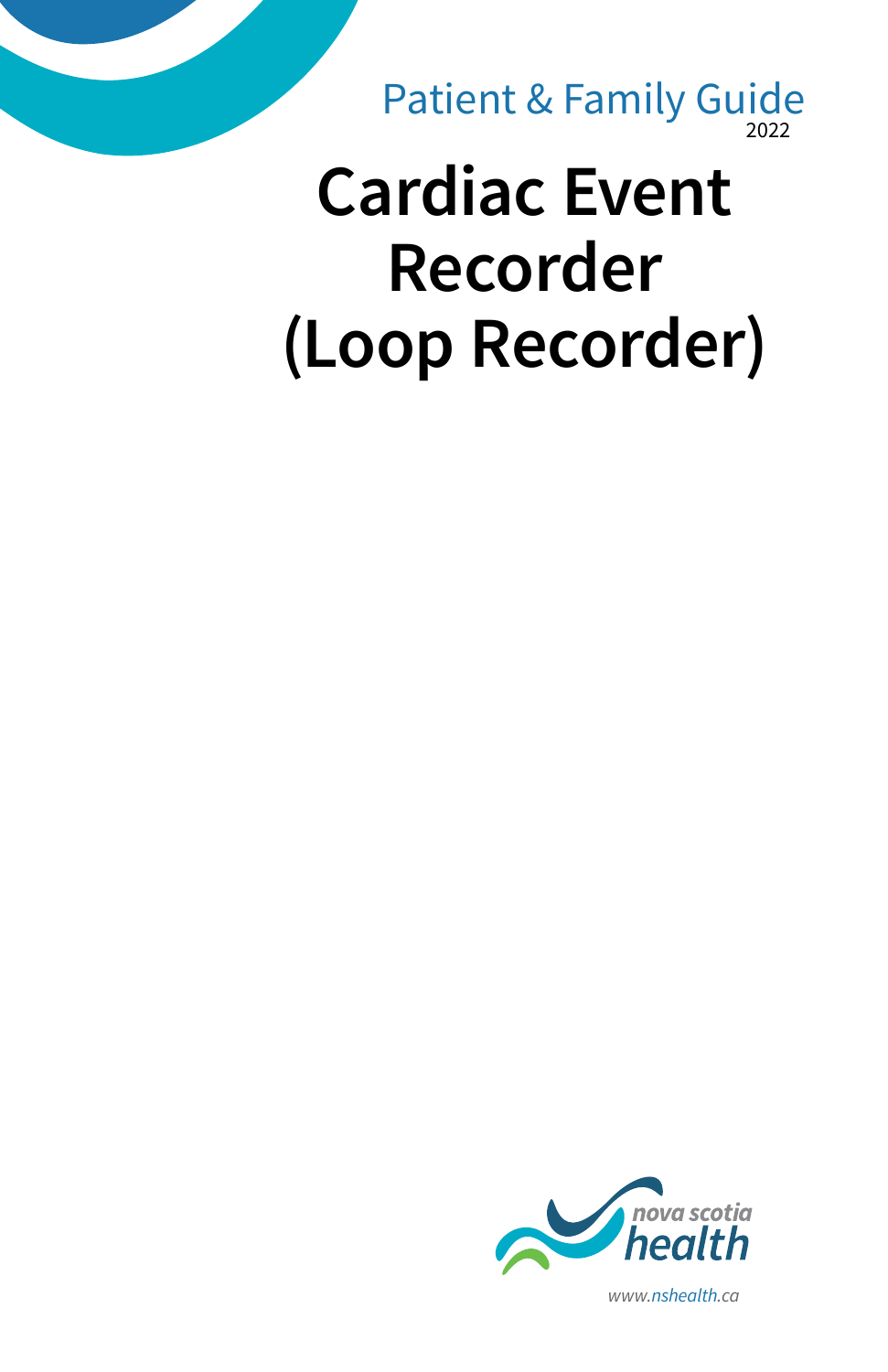Patient & Family Guide
2022

# Cardiac Event Recorder (Loop Recorder)

nova scotia health

www.nshealth.ca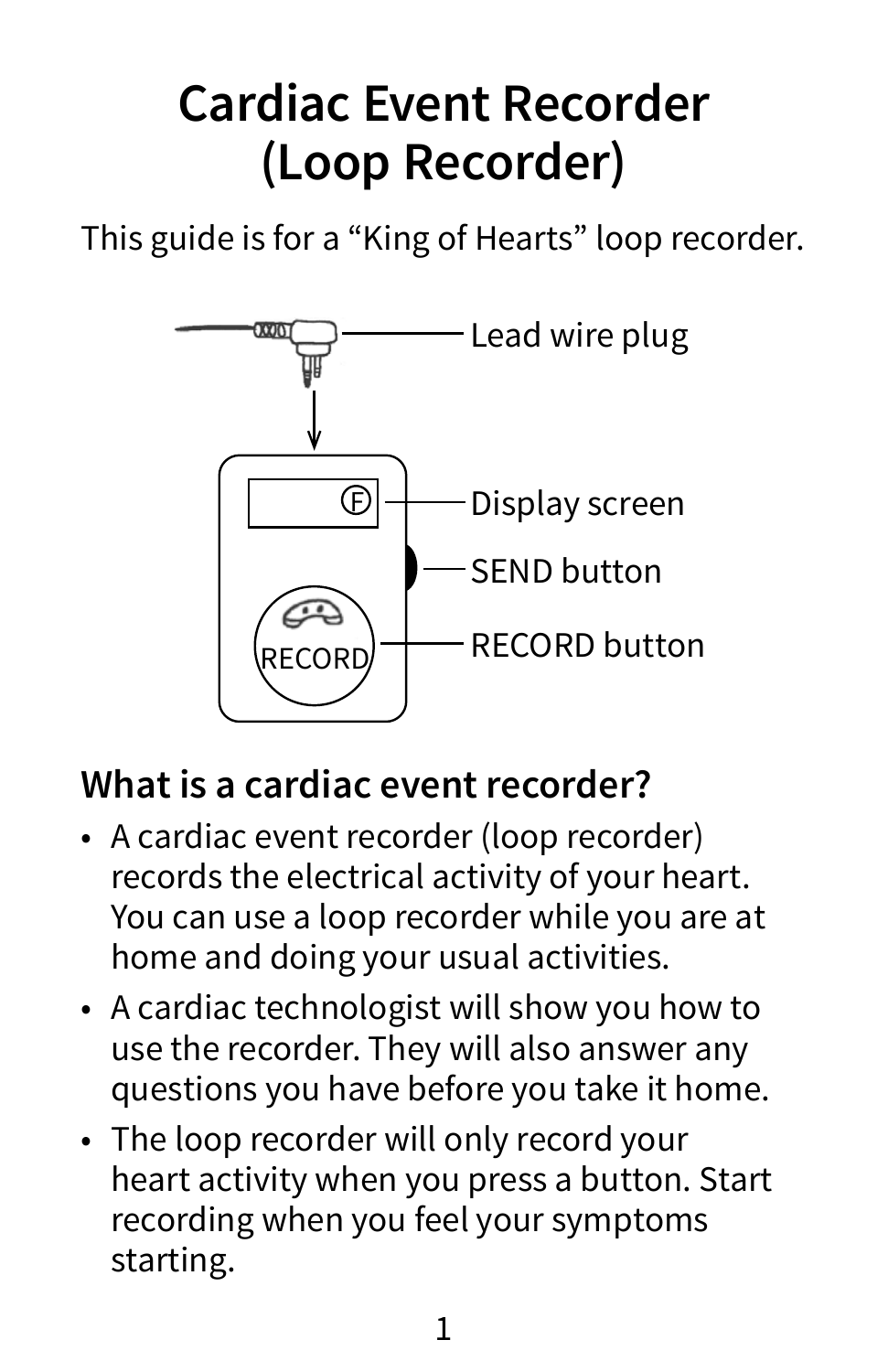# Cardiac Event Recorder (Loop Recorder)

This guide is for a "King of Hearts" loop recorder.

Lead wire plug

Display screen

SEND button

RECORD button

## What is a cardiac event recorder?

- A cardiac event recorder (loop recorder) records the electrical activity of your heart. You can use a loop recorder while you are at home and doing your usual activities.
- A cardiac technologist will show you how to use the recorder. They will also answer any questions you have before you take it home.
- The loop recorder will only record your heart activity when you press a button. Start recording when you feel your symptoms starting.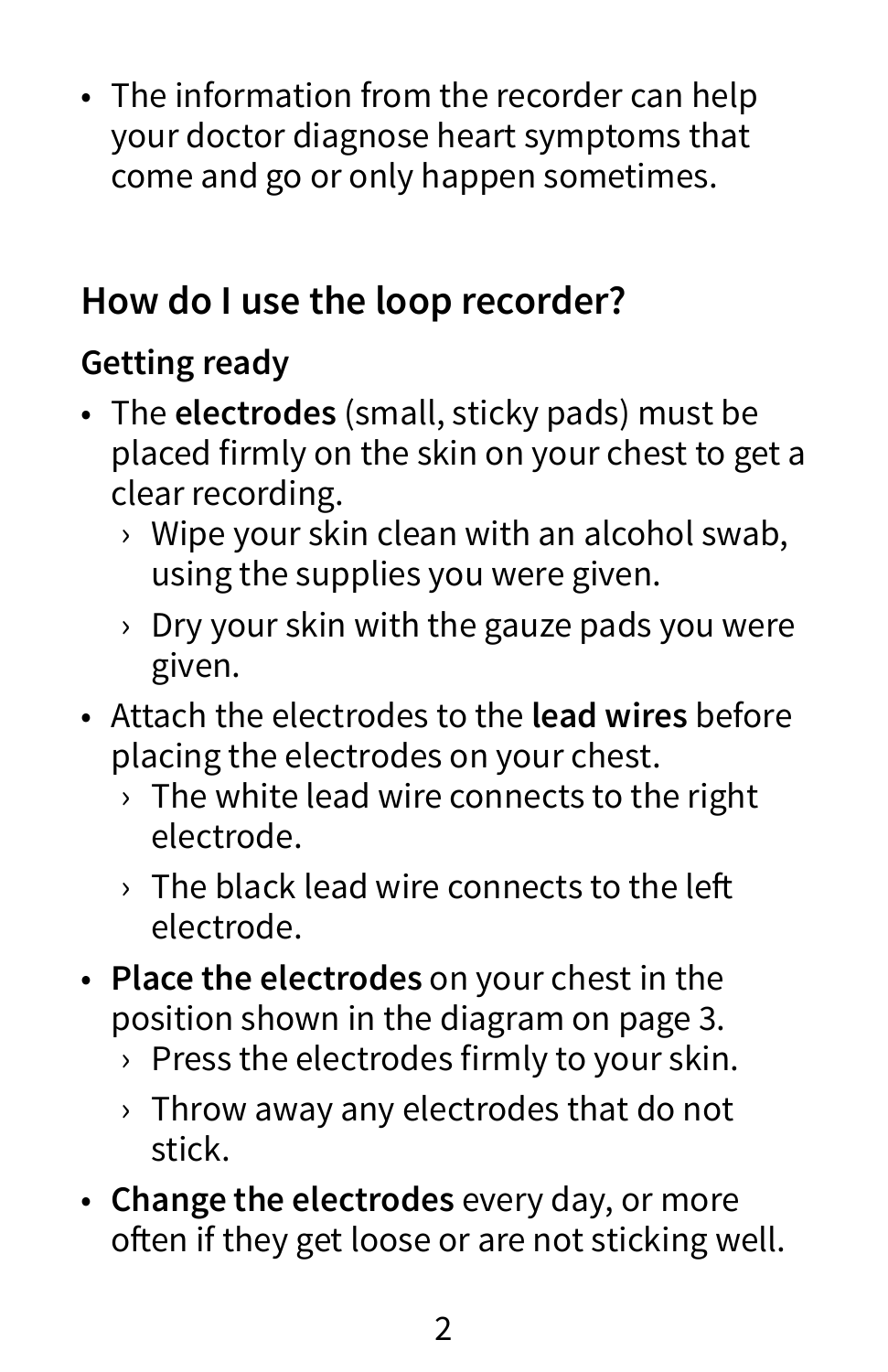- The information from the recorder can help your doctor diagnose heart symptoms that come and go or only happen sometimes.

## How do I use the loop recorder?

### Getting ready

- The **electrodes** (small, sticky pads) must be placed firmly on the skin on your chest to get a clear recording.
  - Wipe your skin clean with an alcohol swab, using the supplies you were given.
  - Dry your skin with the gauze pads you were given.
- Attach the electrodes to the **lead wires** before placing the electrodes on your chest.
  - The white lead wire connects to the right electrode.
  - The black lead wire connects to the left electrode.
- **Place the electrodes** on your chest in the position shown in the diagram on page 3.
  - Press the electrodes firmly to your skin.
  - Throw away any electrodes that do not stick.
- **Change the electrodes** every day, or more often if they get loose or are not sticking well.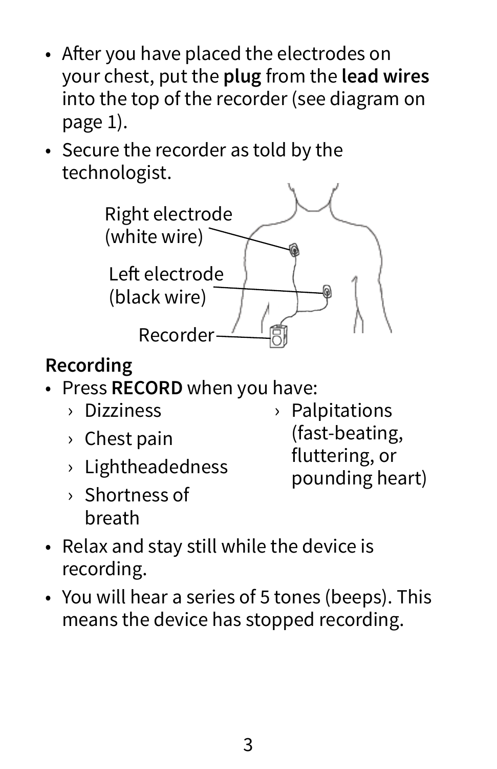- After you have placed the electrodes on your chest, put the **plug** from the **lead wires** into the top of the recorder (see diagram on page 1).
- Secure the recorder as told by the technologist.

Right electrode (white wire)

Left electrode (black wire)

Recorder

**Recording**

- Press **RECORD** when you have:
  - Dizziness
  - Chest pain
  - Lightheadedness
  - Shortness of breath
  - Palpitations (fast-beating, fluttering, or pounding heart)
- Relax and stay still while the device is recording.
- You will hear a series of 5 tones (beeps). This means the device has stopped recording.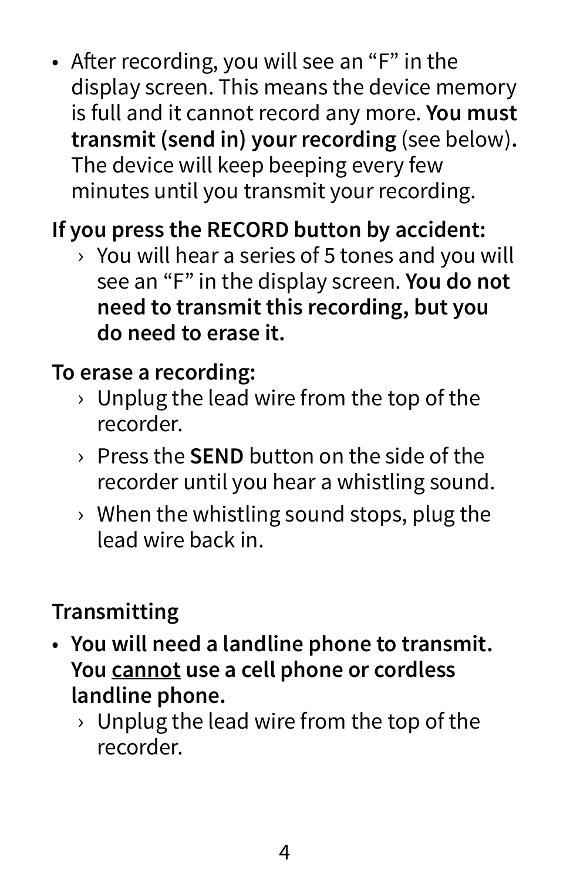- After recording, you will see an "F" in the display screen. This means the device memory is full and it cannot record any more. **You must transmit (send in) your recording** (see below). The device will keep beeping every few minutes until you transmit your recording.

**If you press the RECORD button by accident:**

- › You will hear a series of 5 tones and you will see an "F" in the display screen. **You do not need to transmit this recording, but you do need to erase it.**

**To erase a recording:**

- › Unplug the lead wire from the top of the recorder.
- › Press the **SEND** button on the side of the recorder until you hear a whistling sound.
- › When the whistling sound stops, plug the lead wire back in.

**Transmitting**

- **You will need a landline phone to transmit. You <u>cannot</u> use a cell phone or cordless landline phone.**
  - › Unplug the lead wire from the top of the recorder.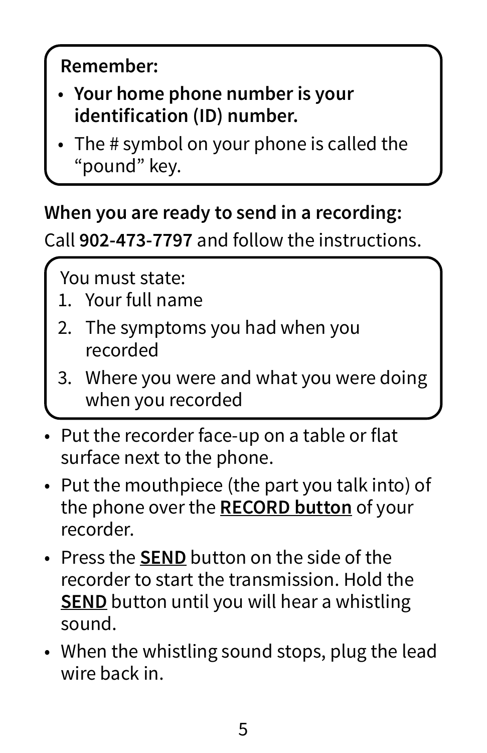**Remember:**

- **Your home phone number is your identification (ID) number.**
- The # symbol on your phone is called the “pound” key.

**When you are ready to send in a recording:**

Call **902-473-7797** and follow the instructions.

You must state:

1. Your full name
2. The symptoms you had when you recorded
3. Where you were and what you were doing when you recorded

- Put the recorder face-up on a table or flat surface next to the phone.
- Put the mouthpiece (the part you talk into) of the phone over the **RECORD button** of your recorder.
- Press the **SEND** button on the side of the recorder to start the transmission. Hold the **SEND** button until you will hear a whistling sound.
- When the whistling sound stops, plug the lead wire back in.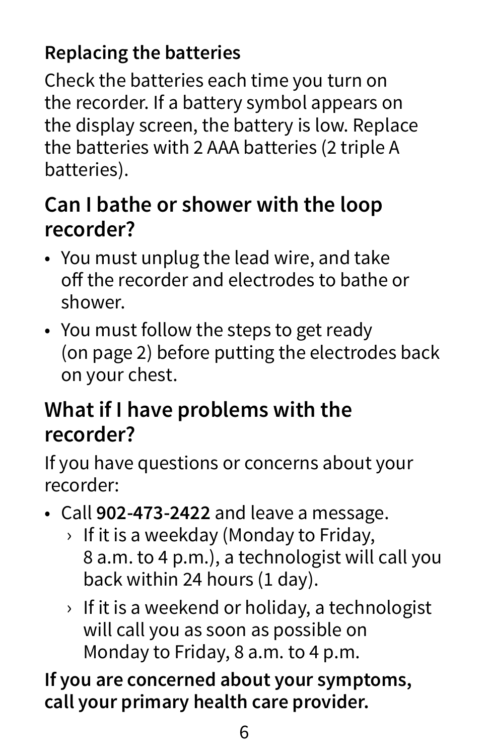### Replacing the batteries

Check the batteries each time you turn on the recorder. If a battery symbol appears on the display screen, the battery is low. Replace the batteries with 2 AAA batteries (2 triple A batteries).

## Can I bathe or shower with the loop recorder?

- You must unplug the lead wire, and take off the recorder and electrodes to bathe or shower.
- You must follow the steps to get ready (on page 2) before putting the electrodes back on your chest.

## What if I have problems with the recorder?

If you have questions or concerns about your recorder:

- Call **902-473-2422** and leave a message.
  - If it is a weekday (Monday to Friday, 8 a.m. to 4 p.m.), a technologist will call you back within 24 hours (1 day).
  - If it is a weekend or holiday, a technologist will call you as soon as possible on Monday to Friday, 8 a.m. to 4 p.m.

**If you are concerned about your symptoms, call your primary health care provider.**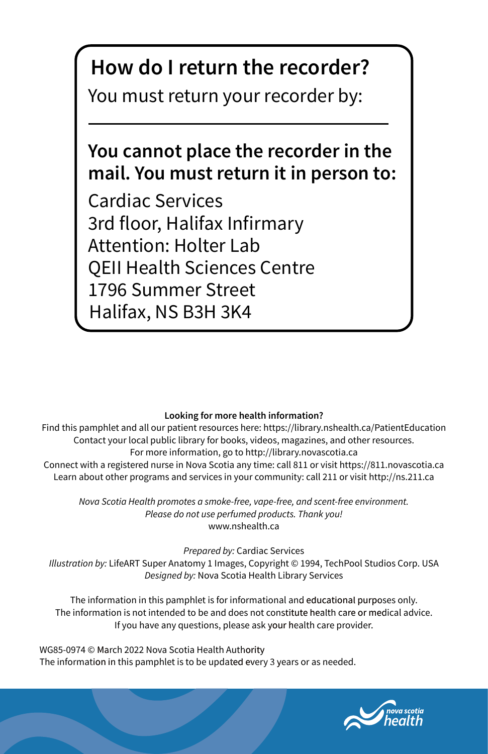## How do I return the recorder?

You must return your recorder by:

\_\_\_\_\_\_\_\_\_\_\_\_\_\_\_\_\_\_\_\_\_\_\_\_\_\_\_\_\_\_\_\_\_\_\_\_\_\_\_\_

**You cannot place the recorder in the mail. You must return it in person to:**

Cardiac Services
3rd floor, Halifax Infirmary
Attention: Holter Lab
QEII Health Sciences Centre
1796 Summer Street
Halifax, NS B3H 3K4

**Looking for more health information?**

Find this pamphlet and all our patient resources here: https://library.nshealth.ca/PatientEducation
Contact your local public library for books, videos, magazines, and other resources.
For more information, go to http://library.novascotia.ca
Connect with a registered nurse in Nova Scotia any time: call 811 or visit https://811.novascotia.ca
Learn about other programs and services in your community: call 211 or visit http://ns.211.ca

*Nova Scotia Health promotes a smoke-free, vape-free, and scent-free environment.*
*Please do not use perfumed products. Thank you!*
www.nshealth.ca

*Prepared by:* Cardiac Services
*Illustration by:* LifeART Super Anatomy 1 Images, Copyright © 1994, TechPool Studios Corp. USA
*Designed by:* Nova Scotia Health Library Services

The information in this pamphlet is for informational and educational purposes only.
The information is not intended to be and does not constitute health care or medical advice.
If you have any questions, please ask your health care provider.

WG85-0974 © March 2022 Nova Scotia Health Authority
The information in this pamphlet is to be updated every 3 years or as needed.

nova scotia health